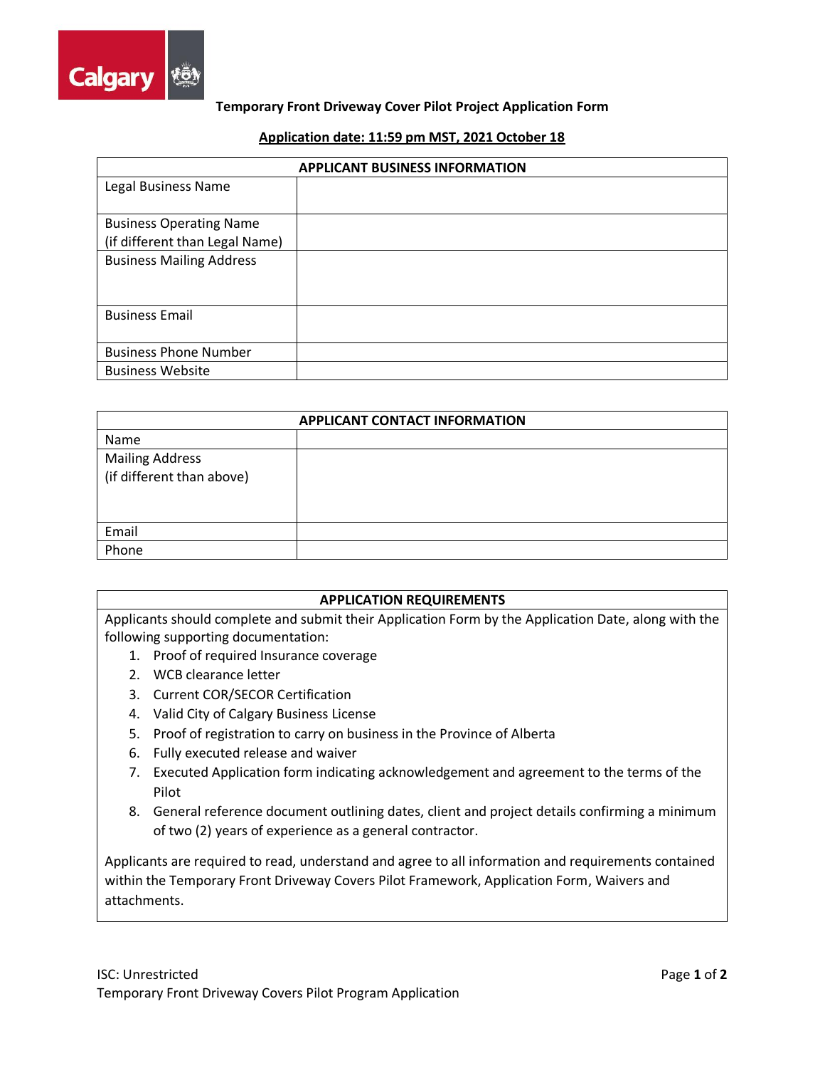**Temporary Front Driveway Cover Pilot Project Application Form**

**Application date: 11:59 pm MST, 2021 October 18**

| APPLICANT BUSINESS INFORMATION | |
|---|---|
| Legal Business Name | |
| Business Operating Name (if different than Legal Name) | |
| Business Mailing Address | |
| Business Email | |
| Business Phone Number | |
| Business Website | |

| APPLICANT CONTACT INFORMATION | |
|---|---|
| Name | |
| Mailing Address (if different than above) | |
| Email | |
| Phone | |

**APPLICATION REQUIREMENTS**

Applicants should complete and submit their Application Form by the Application Date, along with the following supporting documentation:

1. Proof of required Insurance coverage
2. WCB clearance letter
3. Current COR/SECOR Certification
4. Valid City of Calgary Business License
5. Proof of registration to carry on business in the Province of Alberta
6. Fully executed release and waiver
7. Executed Application form indicating acknowledgement and agreement to the terms of the Pilot
8. General reference document outlining dates, client and project details confirming a minimum of two (2) years of experience as a general contractor.

Applicants are required to read, understand and agree to all information and requirements contained within the Temporary Front Driveway Covers Pilot Framework, Application Form, Waivers and attachments.

ISC: Unrestricted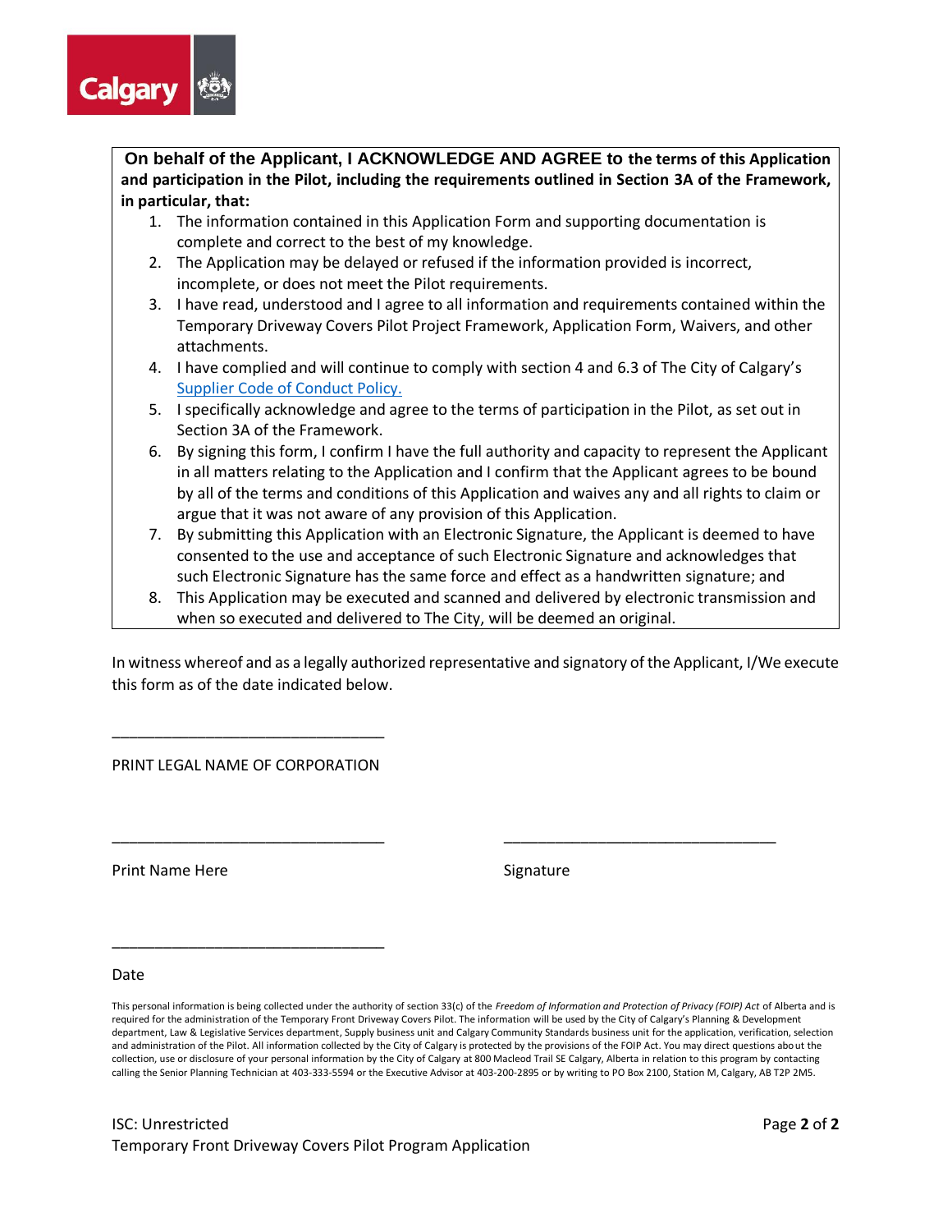**On behalf of the Applicant, I ACKNOWLEDGE AND AGREE to the terms of this Application and participation in the Pilot, including the requirements outlined in Section 3A of the Framework, in particular, that:**

1. The information contained in this Application Form and supporting documentation is complete and correct to the best of my knowledge.
2. The Application may be delayed or refused if the information provided is incorrect, incomplete, or does not meet the Pilot requirements.
3. I have read, understood and I agree to all information and requirements contained within the Temporary Driveway Covers Pilot Project Framework, Application Form, Waivers, and other attachments.
4. I have complied and will continue to comply with section 4 and 6.3 of The City of Calgary's Supplier Code of Conduct Policy.
5. I specifically acknowledge and agree to the terms of participation in the Pilot, as set out in Section 3A of the Framework.
6. By signing this form, I confirm I have the full authority and capacity to represent the Applicant in all matters relating to the Application and I confirm that the Applicant agrees to be bound by all of the terms and conditions of this Application and waives any and all rights to claim or argue that it was not aware of any provision of this Application.
7. By submitting this Application with an Electronic Signature, the Applicant is deemed to have consented to the use and acceptance of such Electronic Signature and acknowledges that such Electronic Signature has the same force and effect as a handwritten signature; and
8. This Application may be executed and scanned and delivered by electronic transmission and when so executed and delivered to The City, will be deemed an original.

In witness whereof and as a legally authorized representative and signatory of the Applicant, I/We execute this form as of the date indicated below.

________________________________

PRINT LEGAL NAME OF CORPORATION

________________________________ ________________________________

Print Name Here Signature

________________________________

Date

This personal information is being collected under the authority of section 33(c) of the *Freedom of Information and Protection of Privacy (FOIP) Act* of Alberta and is required for the administration of the Temporary Front Driveway Covers Pilot. The information will be used by the City of Calgary's Planning & Development department, Law & Legislative Services department, Supply business unit and Calgary Community Standards business unit for the application, verification, selection and administration of the Pilot. All information collected by the City of Calgary is protected by the provisions of the FOIP Act. You may direct questions about the collection, use or disclosure of your personal information by the City of Calgary at 800 Macleod Trail SE Calgary, Alberta in relation to this program by contacting calling the Senior Planning Technician at 403-333-5594 or the Executive Advisor at 403-200-2895 or by writing to PO Box 2100, Station M, Calgary, AB T2P 2M5.

ISC: Unrestricted

Temporary Front Driveway Covers Pilot Program Application